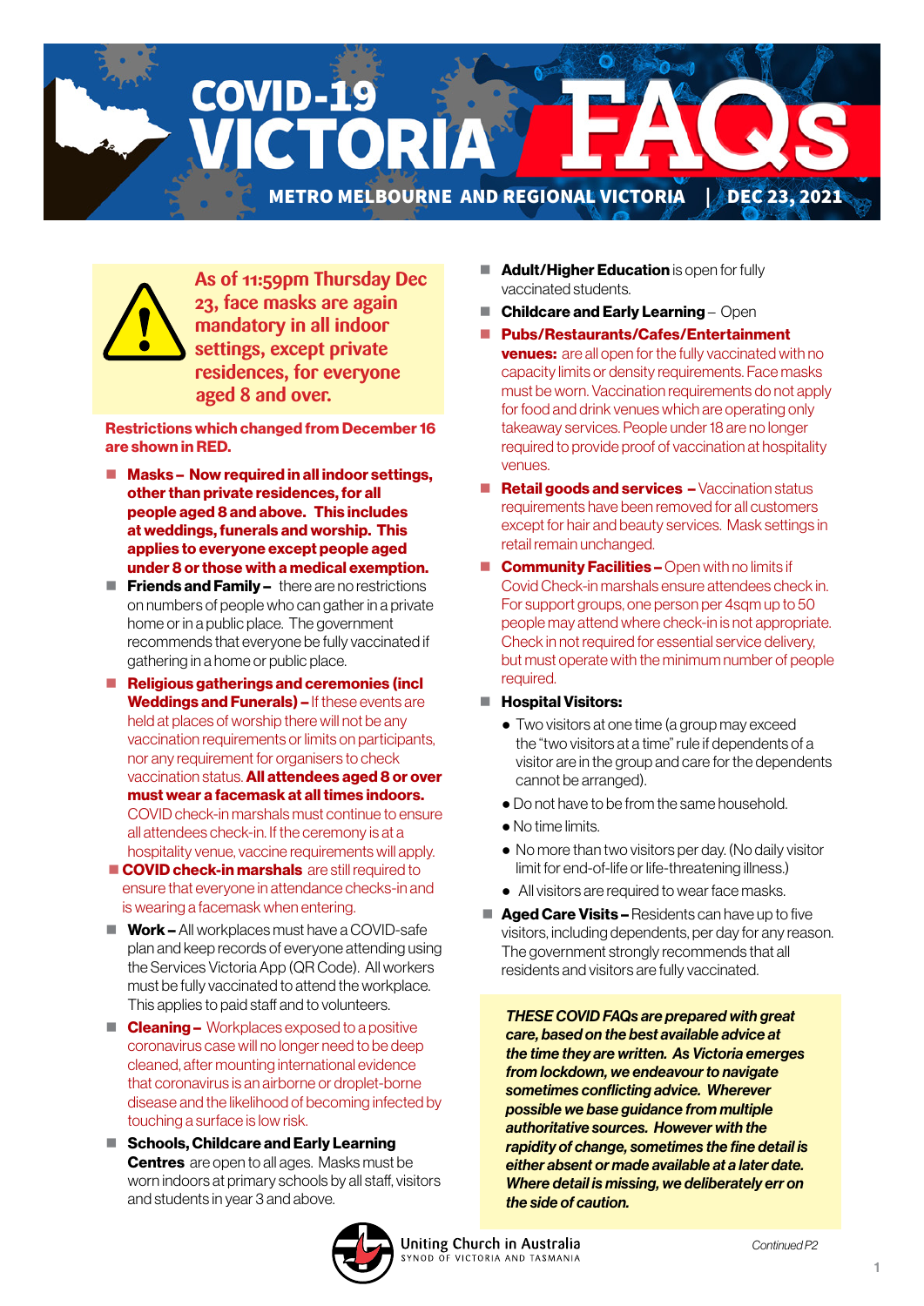# COVID-19 VICTORIA FAQs

**METRO MELBOURNE AND REGIONAL VICTORIA | DEC 23, 2021**

**As of 11:59pm Thursday Dec 23, face masks are again mandatory in all indoor settings, except private residences, for everyone aged 8 and over.**

**Restrictions which changed from December 16 are shown in RED.**

- **Masks – Now required in all indoor settings, other than private residences, for all people aged 8 and above. This includes at weddings, funerals and worship. This applies to everyone except people aged under 8 or those with a medical exemption.**
- **Friends and Family –** there are no restrictions on numbers of people who can gather in a private home or in a public place. The government recommends that everyone be fully vaccinated if gathering in a home or public place.
- **Religious gatherings and ceremonies (incl Weddings and Funerals) –** If these events are held at places of worship there will not be any vaccination requirements or limits on participants, nor any requirement for organisers to check vaccination status. **All attendees aged 8 or over must wear a facemask at all times indoors.** COVID check-in marshals must continue to ensure all attendees check-in. If the ceremony is at a hospitality venue, vaccine requirements will apply.
- **COVID check-in marshals** are still required to ensure that everyone in attendance checks-in and is wearing a facemask when entering.
- **Work –** All workplaces must have a COVID-safe plan and keep records of everyone attending using the Services Victoria App (QR Code). All workers must be fully vaccinated to attend the workplace. This applies to paid staff and to volunteers.
- **Cleaning –** Workplaces exposed to a positive coronavirus case will no longer need to be deep cleaned, after mounting international evidence that coronavirus is an airborne or droplet-borne disease and the likelihood of becoming infected by touching a surface is low risk.
- **Schools, Childcare and Early Learning Centres** are open to all ages. Masks must be worn indoors at primary schools by all staff, visitors and students in year 3 and above.
- **Adult/Higher Education** is open for fully vaccinated students.
- **Childcare and Early Learning** – Open
- **Pubs/Restaurants/Cafes/Entertainment venues:** are all open for the fully vaccinated with no capacity limits or density requirements. Face masks must be worn. Vaccination requirements do not apply for food and drink venues which are operating only takeaway services. People under 18 are no longer required to provide proof of vaccination at hospitality venues.
- **Retail goods and services –** Vaccination status requirements have been removed for all customers except for hair and beauty services. Mask settings in retail remain unchanged.
- **Community Facilities –** Open with no limits if Covid Check-in marshals ensure attendees check in. For support groups, one person per 4sqm up to 50 people may attend where check-in is not appropriate. Check in not required for essential service delivery, but must operate with the minimum number of people required.
- **Hospital Visitors:**
  - Two visitors at one time (a group may exceed the "two visitors at a time" rule if dependents of a visitor are in the group and care for the dependents cannot be arranged).
  - Do not have to be from the same household.
  - No time limits.
  - No more than two visitors per day. (No daily visitor limit for end-of-life or life-threatening illness.)
  - All visitors are required to wear face masks.
- **Aged Care Visits –** Residents can have up to five visitors, including dependents, per day for any reason. The government strongly recommends that all residents and visitors are fully vaccinated.

***THESE COVID FAQs are prepared with great care, based on the best available advice at the time they are written. As Victoria emerges from lockdown, we endeavour to navigate sometimes conflicting advice. Wherever possible we base guidance from multiple authoritative sources. However with the rapidity of change, sometimes the fine detail is either absent or made available at a later date. Where detail is missing, we deliberately err on the side of caution.***

Uniting Church in Australia
SYNOD OF VICTORIA AND TASMANIA

*Continued P2*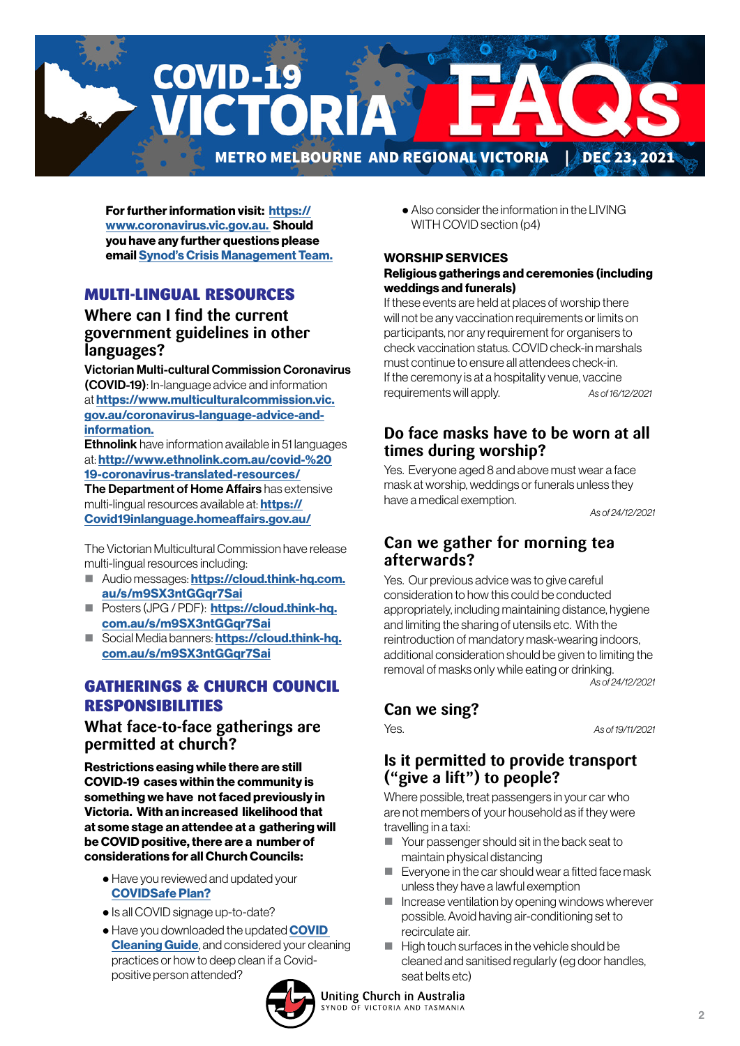# COVID-19 VICTORIA FAQs

METRO MELBOURNE AND REGIONAL VICTORIA | DEC 23, 2021

**For further information visit: https://www.coronavirus.vic.gov.au. Should you have any further questions please email Synod's Crisis Management Team.**

## MULTI-LINGUAL RESOURCES

### Where can I find the current government guidelines in other languages?

**Victorian Multi-cultural Commission Coronavirus (COVID-19)**: In-language advice and information at **https://www.multiculturalcommission.vic.gov.au/coronavirus-language-advice-and-information.**

**Ethnolink** have information available in 51 languages at: **http://www.ethnolink.com.au/covid-%2019-coronavirus-translated-resources/**

**The Department of Home Affairs** has extensive multi-lingual resources available at: **https://Covid19inlanguage.homeaffairs.gov.au/**

The Victorian Multicultural Commission have release multi-lingual resources including:

- Audio messages: **https://cloud.think-hq.com.au/s/m9SX3ntGGqr7Sai**
- Posters (JPG / PDF): **https://cloud.think-hq.com.au/s/m9SX3ntGGqr7Sai**
- Social Media banners: **https://cloud.think-hq.com.au/s/m9SX3ntGGqr7Sai**

## GATHERINGS & CHURCH COUNCIL RESPONSIBILITIES

### What face-to-face gatherings are permitted at church?

**Restrictions easing while there are still COVID-19 cases within the community is something we have not faced previously in Victoria. With an increased likelihood that at some stage an attendee at a gathering will be COVID positive, there are a number of considerations for all Church Councils:**

- Have you reviewed and updated your **COVIDSafe Plan?**
- Is all COVID signage up-to-date?
- Have you downloaded the updated **COVID Cleaning Guide**, and considered your cleaning practices or how to deep clean if a Covid-positive person attended?
- Also consider the information in the LIVING WITH COVID section (p4)

## WORSHIP SERVICES

**Religious gatherings and ceremonies (including weddings and funerals)**

If these events are held at places of worship there will not be any vaccination requirements or limits on participants, nor any requirement for organisers to check vaccination status. COVID check-in marshals must continue to ensure all attendees check-in.

If the ceremony is at a hospitality venue, vaccine requirements will apply. *As of 16/12/2021*

### Do face masks have to be worn at all times during worship?

Yes. Everyone aged 8 and above must wear a face mask at worship, weddings or funerals unless they have a medical exemption.

*As of 24/12/2021*

### Can we gather for morning tea afterwards?

Yes. Our previous advice was to give careful consideration to how this could be conducted appropriately, including maintaining distance, hygiene and limiting the sharing of utensils etc. With the reintroduction of mandatory mask-wearing indoors, additional consideration should be given to limiting the removal of masks only while eating or drinking.

*As of 24/12/2021*

### Can we sing?

Yes. *As of 19/11/2021*

### Is it permitted to provide transport ("give a lift") to people?

Where possible, treat passengers in your car who are not members of your household as if they were travelling in a taxi:

- Your passenger should sit in the back seat to maintain physical distancing
- Everyone in the car should wear a fitted face mask unless they have a lawful exemption
- Increase ventilation by opening windows wherever possible. Avoid having air-conditioning set to recirculate air.
- High touch surfaces in the vehicle should be cleaned and sanitised regularly (eg door handles, seat belts etc)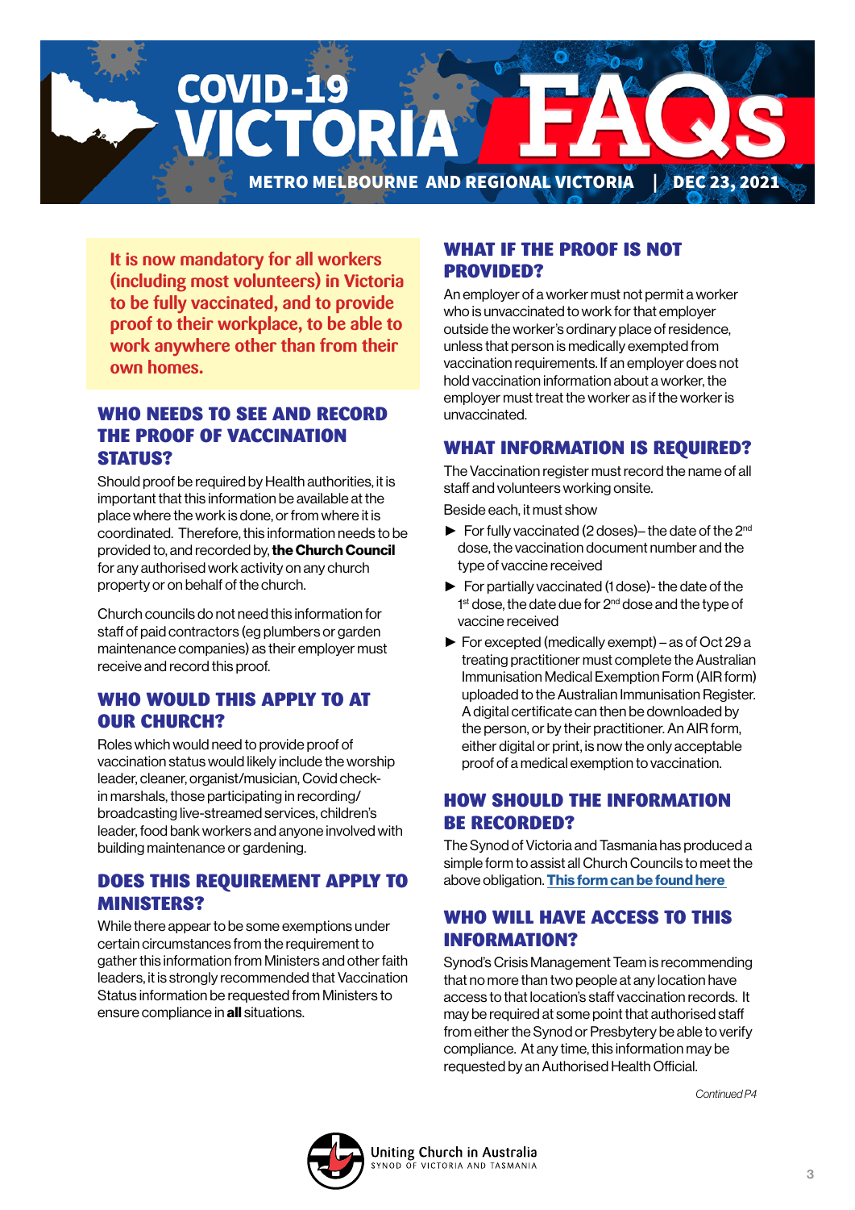# COVID-19 VICTORIA FAQs

**METRO MELBOURNE AND REGIONAL VICTORIA | DEC 23, 2021**

**It is now mandatory for all workers (including most volunteers) in Victoria to be fully vaccinated, and to provide proof to their workplace, to be able to work anywhere other than from their own homes.**

## WHO NEEDS TO SEE AND RECORD THE PROOF OF VACCINATION STATUS?

Should proof be required by Health authorities, it is important that this information be available at the place where the work is done, or from where it is coordinated. Therefore, this information needs to be provided to, and recorded by, **the Church Council** for any authorised work activity on any church property or on behalf of the church.

Church councils do not need this information for staff of paid contractors (eg plumbers or garden maintenance companies) as their employer must receive and record this proof.

## WHO WOULD THIS APPLY TO AT OUR CHURCH?

Roles which would need to provide proof of vaccination status would likely include the worship leader, cleaner, organist/musician, Covid check-in marshals, those participating in recording/broadcasting live-streamed services, children's leader, food bank workers and anyone involved with building maintenance or gardening.

## DOES THIS REQUIREMENT APPLY TO MINISTERS?

While there appear to be some exemptions under certain circumstances from the requirement to gather this information from Ministers and other faith leaders, it is strongly recommended that Vaccination Status information be requested from Ministers to ensure compliance in **all** situations.

## WHAT IF THE PROOF IS NOT PROVIDED?

An employer of a worker must not permit a worker who is unvaccinated to work for that employer outside the worker's ordinary place of residence, unless that person is medically exempted from vaccination requirements. If an employer does not hold vaccination information about a worker, the employer must treat the worker as if the worker is unvaccinated.

## WHAT INFORMATION IS REQUIRED?

The Vaccination register must record the name of all staff and volunteers working onsite.

Beside each, it must show

- For fully vaccinated (2 doses)– the date of the 2nd dose, the vaccination document number and the type of vaccine received
- For partially vaccinated (1 dose)- the date of the 1st dose, the date due for 2nd dose and the type of vaccine received
- For excepted (medically exempt) – as of Oct 29 a treating practitioner must complete the Australian Immunisation Medical Exemption Form (AIR form) uploaded to the Australian Immunisation Register. A digital certificate can then be downloaded by the person, or by their practitioner. An AIR form, either digital or print, is now the only acceptable proof of a medical exemption to vaccination.

## HOW SHOULD THE INFORMATION BE RECORDED?

The Synod of Victoria and Tasmania has produced a simple form to assist all Church Councils to meet the above obligation. **This form can be found here**

## WHO WILL HAVE ACCESS TO THIS INFORMATION?

Synod's Crisis Management Team is recommending that no more than two people at any location have access to that location's staff vaccination records. It may be required at some point that authorised staff from either the Synod or Presbytery be able to verify compliance. At any time, this information may be requested by an Authorised Health Official.

*Continued P4*

Uniting Church in Australia
SYNOD OF VICTORIA AND TASMANIA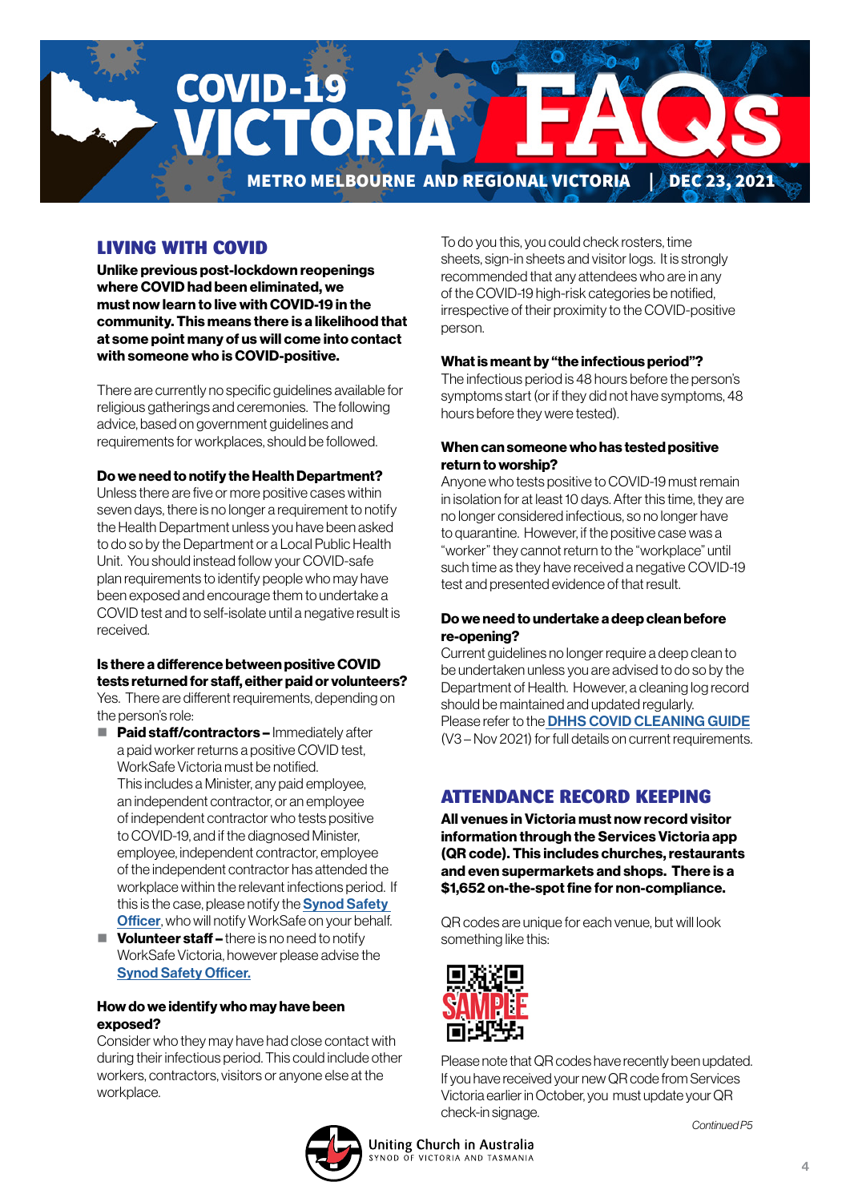# COVID-19 VICTORIA FAQs

**METRO MELBOURNE AND REGIONAL VICTORIA | DEC 23, 2021**

## LIVING WITH COVID

**Unlike previous post-lockdown reopenings where COVID had been eliminated, we must now learn to live with COVID-19 in the community. This means there is a likelihood that at some point many of us will come into contact with someone who is COVID-positive.**

There are currently no specific guidelines available for religious gatherings and ceremonies. The following advice, based on government guidelines and requirements for workplaces, should be followed.

### Do we need to notify the Health Department?

Unless there are five or more positive cases within seven days, there is no longer a requirement to notify the Health Department unless you have been asked to do so by the Department or a Local Public Health Unit. You should instead follow your COVID-safe plan requirements to identify people who may have been exposed and encourage them to undertake a COVID test and to self-isolate until a negative result is received.

### Is there a difference between positive COVID tests returned for staff, either paid or volunteers?

Yes. There are different requirements, depending on the person's role:

- **Paid staff/contractors –** Immediately after a paid worker returns a positive COVID test, WorkSafe Victoria must be notified. This includes a Minister, any paid employee, an independent contractor, or an employee of independent contractor who tests positive to COVID-19, and if the diagnosed Minister, employee, independent contractor, employee of the independent contractor has attended the workplace within the relevant infections period. If this is the case, please notify the Synod Safety Officer, who will notify WorkSafe on your behalf.
- **Volunteer staff –** there is no need to notify WorkSafe Victoria, however please advise the Synod Safety Officer.

### How do we identify who may have been exposed?

Consider who they may have had close contact with during their infectious period. This could include other workers, contractors, visitors or anyone else at the workplace.

To do you this, you could check rosters, time sheets, sign-in sheets and visitor logs. It is strongly recommended that any attendees who are in any of the COVID-19 high-risk categories be notified, irrespective of their proximity to the COVID-positive person.

### What is meant by "the infectious period"?

The infectious period is 48 hours before the person's symptoms start (or if they did not have symptoms, 48 hours before they were tested).

### When can someone who has tested positive return to worship?

Anyone who tests positive to COVID-19 must remain in isolation for at least 10 days. After this time, they are no longer considered infectious, so no longer have to quarantine. However, if the positive case was a "worker" they cannot return to the "workplace" until such time as they have received a negative COVID-19 test and presented evidence of that result.

### Do we need to undertake a deep clean before re-opening?

Current guidelines no longer require a deep clean to be undertaken unless you are advised to do so by the Department of Health. However, a cleaning log record should be maintained and updated regularly. Please refer to the DHHS COVID CLEANING GUIDE (V3 – Nov 2021) for full details on current requirements.

## ATTENDANCE RECORD KEEPING

**All venues in Victoria must now record visitor information through the Services Victoria app (QR code). This includes churches, restaurants and even supermarkets and shops. There is a $1,652 on-the-spot fine for non-compliance.**

QR codes are unique for each venue, but will look something like this:

SAMPLE

Please note that QR codes have recently been updated. If you have received your new QR code from Services Victoria earlier in October, you must update your QR check-in signage.

*Continued P5*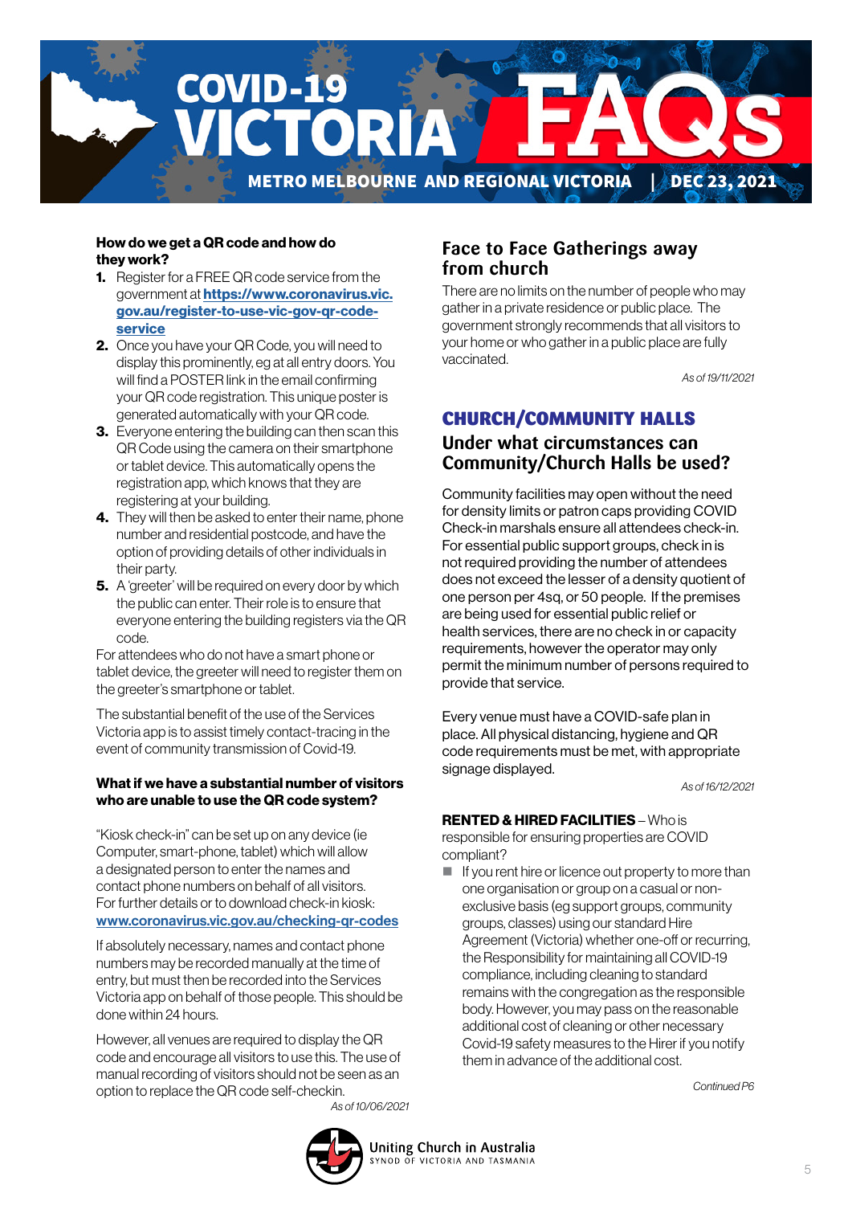# COVID-19 VICTORIA FAQs

**METRO MELBOURNE AND REGIONAL VICTORIA | DEC 23, 2021**

**How do we get a QR code and how do they work?**

1. Register for a FREE QR code service from the government at **https://www.coronavirus.vic.gov.au/register-to-use-vic-gov-qr-code-service**
2. Once you have your QR Code, you will need to display this prominently, eg at all entry doors. You will find a POSTER link in the email confirming your QR code registration. This unique poster is generated automatically with your QR code.
3. Everyone entering the building can then scan this QR Code using the camera on their smartphone or tablet device. This automatically opens the registration app, which knows that they are registering at your building.
4. They will then be asked to enter their name, phone number and residential postcode, and have the option of providing details of other individuals in their party.
5. A 'greeter' will be required on every door by which the public can enter. Their role is to ensure that everyone entering the building registers via the QR code.

For attendees who do not have a smart phone or tablet device, the greeter will need to register them on the greeter's smartphone or tablet.

The substantial benefit of the use of the Services Victoria app is to assist timely contact-tracing in the event of community transmission of Covid-19.

**What if we have a substantial number of visitors who are unable to use the QR code system?**

"Kiosk check-in" can be set up on any device (ie Computer, smart-phone, tablet) which will allow a designated person to enter the names and contact phone numbers on behalf of all visitors. For further details or to download check-in kiosk: **www.coronavirus.vic.gov.au/checking-qr-codes**

If absolutely necessary, names and contact phone numbers may be recorded manually at the time of entry, but must then be recorded into the Services Victoria app on behalf of those people. This should be done within 24 hours.

However, all venues are required to display the QR code and encourage all visitors to use this. The use of manual recording of visitors should not be seen as an option to replace the QR code self-checkin.

*As of 10/06/2021*

## Face to Face Gatherings away from church

There are no limits on the number of people who may gather in a private residence or public place. The government strongly recommends that all visitors to your home or who gather in a public place are fully vaccinated.

*As of 19/11/2021*

## CHURCH/COMMUNITY HALLS

### Under what circumstances can Community/Church Halls be used?

Community facilities may open without the need for density limits or patron caps providing COVID Check-in marshals ensure all attendees check-in. For essential public support groups, check in is not required providing the number of attendees does not exceed the lesser of a density quotient of one person per 4sq, or 50 people. If the premises are being used for essential public relief or health services, there are no check in or capacity requirements, however the operator may only permit the minimum number of persons required to provide that service.

Every venue must have a COVID-safe plan in place. All physical distancing, hygiene and QR code requirements must be met, with appropriate signage displayed.

*As of 16/12/2021*

**RENTED & HIRED FACILITIES** – Who is responsible for ensuring properties are COVID compliant?

- If you rent hire or licence out property to more than one organisation or group on a casual or non-exclusive basis (eg support groups, community groups, classes) using our standard Hire Agreement (Victoria) whether one-off or recurring, the Responsibility for maintaining all COVID-19 compliance, including cleaning to standard remains with the congregation as the responsible body. However, you may pass on the reasonable additional cost of cleaning or other necessary Covid-19 safety measures to the Hirer if you notify them in advance of the additional cost.

*Continued P6*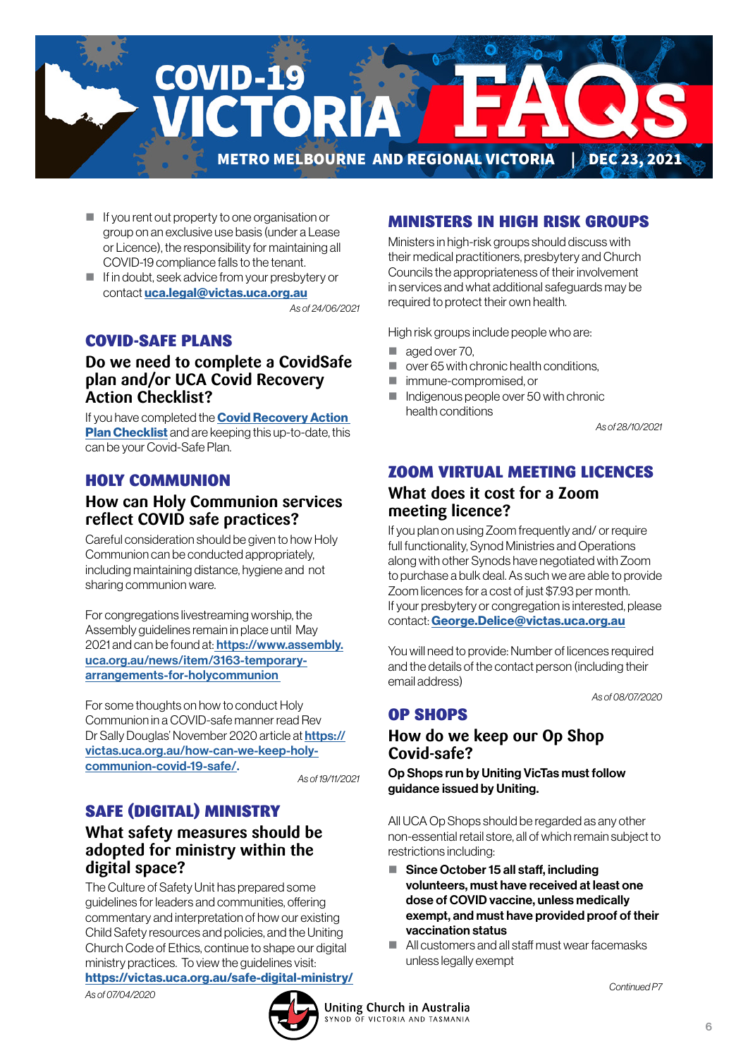# COVID-19 VICTORIA FAQs

**METRO MELBOURNE AND REGIONAL VICTORIA | DEC 23, 2021**

- If you rent out property to one organisation or group on an exclusive use basis (under a Lease or Licence), the responsibility for maintaining all COVID-19 compliance falls to the tenant.
- If in doubt, seek advice from your presbytery or contact **uca.legal@victas.uca.org.au**

*As of 24/06/2021*

## COVID-SAFE PLANS

### Do we need to complete a CovidSafe plan and/or UCA Covid Recovery Action Checklist?

If you have completed the **Covid Recovery Action Plan Checklist** and are keeping this up-to-date, this can be your Covid-Safe Plan.

## HOLY COMMUNION

### How can Holy Communion services reflect COVID safe practices?

Careful consideration should be given to how Holy Communion can be conducted appropriately, including maintaining distance, hygiene and not sharing communion ware.

For congregations livestreaming worship, the Assembly guidelines remain in place until May 2021 and can be found at: **https://www.assembly.uca.org.au/news/item/3163-temporary-arrangements-for-holycommunion**

For some thoughts on how to conduct Holy Communion in a COVID-safe manner read Rev Dr Sally Douglas' November 2020 article at **https://victas.uca.org.au/how-can-we-keep-holy-communion-covid-19-safe/.**

*As of 19/11/2021*

## SAFE (DIGITAL) MINISTRY

### What safety measures should be adopted for ministry within the digital space?

The Culture of Safety Unit has prepared some guidelines for leaders and communities, offering commentary and interpretation of how our existing Child Safety resources and policies, and the Uniting Church Code of Ethics, continue to shape our digital ministry practices. To view the guidelines visit: **https://victas.uca.org.au/safe-digital-ministry/**

*As of 07/04/2020*

## MINISTERS IN HIGH RISK GROUPS

Ministers in high-risk groups should discuss with their medical practitioners, presbytery and Church Councils the appropriateness of their involvement in services and what additional safeguards may be required to protect their own health.

High risk groups include people who are:

- aged over 70,
- over 65 with chronic health conditions,
- immune-compromised, or
- Indigenous people over 50 with chronic health conditions

*As of 28/10/2021*

## ZOOM VIRTUAL MEETING LICENCES

### What does it cost for a Zoom meeting licence?

If you plan on using Zoom frequently and/ or require full functionality, Synod Ministries and Operations along with other Synods have negotiated with Zoom to purchase a bulk deal. As such we are able to provide Zoom licences for a cost of just $7.93 per month. If your presbytery or congregation is interested, please contact: **George.Delice@victas.uca.org.au**

You will need to provide: Number of licences required and the details of the contact person (including their email address)

*As of 08/07/2020*

## OP SHOPS

### How do we keep our Op Shop Covid-safe?

**Op Shops run by Uniting VicTas must follow guidance issued by Uniting.**

All UCA Op Shops should be regarded as any other non-essential retail store, all of which remain subject to restrictions including:

- **Since October 15 all staff, including volunteers, must have received at least one dose of COVID vaccine, unless medically exempt, and must have provided proof of their vaccination status**
- All customers and all staff must wear facemasks unless legally exempt

*Continued P7*

Uniting Church in Australia
SYNOD OF VICTORIA AND TASMANIA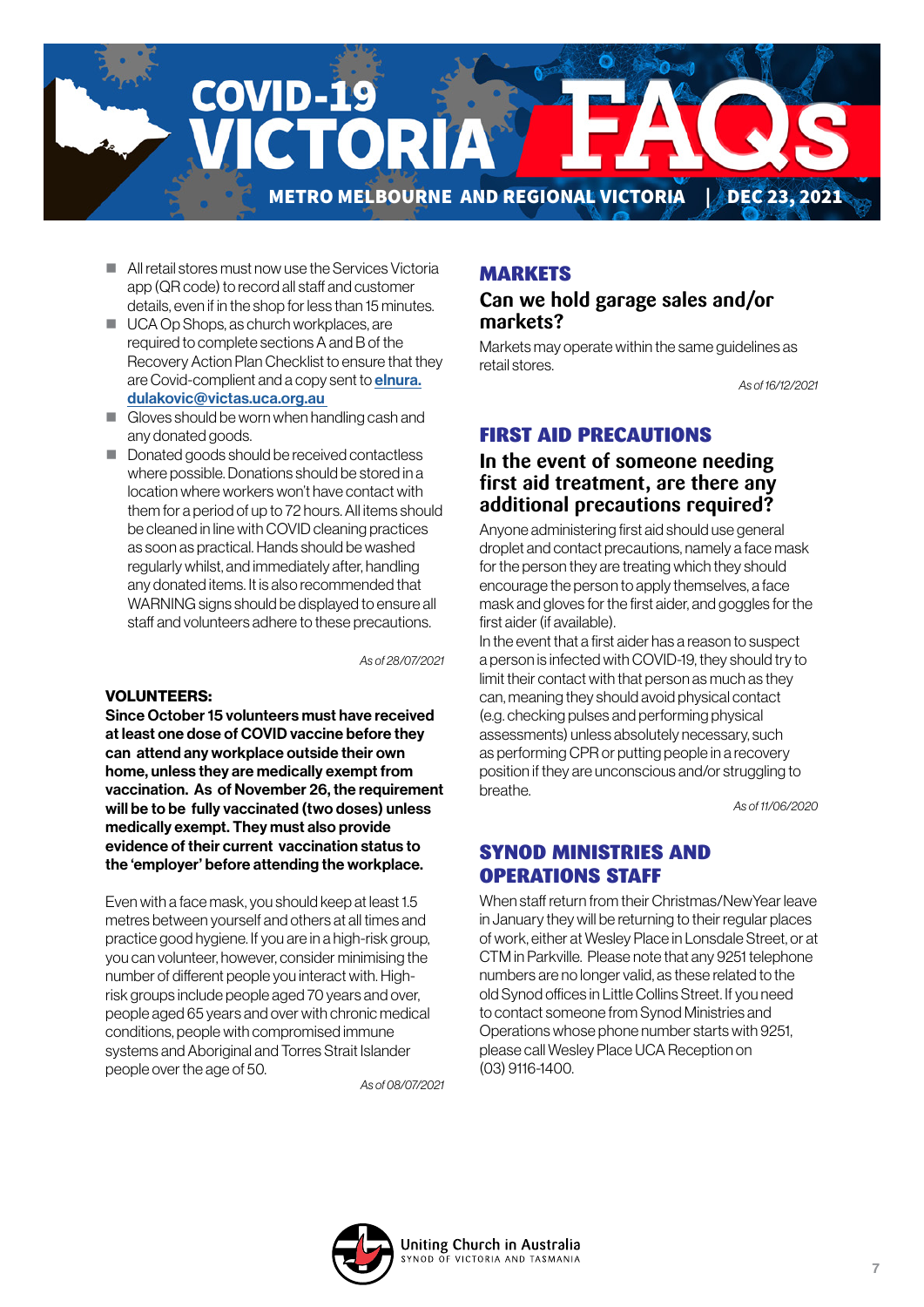- All retail stores must now use the Services Victoria app (QR code) to record all staff and customer details, even if in the shop for less than 15 minutes.
- UCA Op Shops, as church workplaces, are required to complete sections A and B of the Recovery Action Plan Checklist to ensure that they are Covid-complient and a copy sent to **elnura.dulakovic@victas.uca.org.au**
- Gloves should be worn when handling cash and any donated goods.
- Donated goods should be received contactless where possible. Donations should be stored in a location where workers won't have contact with them for a period of up to 72 hours. All items should be cleaned in line with COVID cleaning practices as soon as practical. Hands should be washed regularly whilst, and immediately after, handling any donated items. It is also recommended that WARNING signs should be displayed to ensure all staff and volunteers adhere to these precautions.

*As of 28/07/2021*

**VOLUNTEERS:**

**Since October 15 volunteers must have received at least one dose of COVID vaccine before they can attend any workplace outside their own home, unless they are medically exempt from vaccination. As of November 26, the requirement will be to be fully vaccinated (two doses) unless medically exempt. They must also provide evidence of their current vaccination status to the 'employer' before attending the workplace.**

Even with a face mask, you should keep at least 1.5 metres between yourself and others at all times and practice good hygiene. If you are in a high-risk group, you can volunteer, however, consider minimising the number of different people you interact with. High-risk groups include people aged 70 years and over, people aged 65 years and over with chronic medical conditions, people with compromised immune systems and Aboriginal and Torres Strait Islander people over the age of 50.

*As of 08/07/2021*

## MARKETS

### Can we hold garage sales and/or markets?

Markets may operate within the same guidelines as retail stores.

*As of 16/12/2021*

## FIRST AID PRECAUTIONS

### In the event of someone needing first aid treatment, are there any additional precautions required?

Anyone administering first aid should use general droplet and contact precautions, namely a face mask for the person they are treating which they should encourage the person to apply themselves, a face mask and gloves for the first aider, and goggles for the first aider (if available).

In the event that a first aider has a reason to suspect a person is infected with COVID-19, they should try to limit their contact with that person as much as they can, meaning they should avoid physical contact (e.g. checking pulses and performing physical assessments) unless absolutely necessary, such as performing CPR or putting people in a recovery position if they are unconscious and/or struggling to breathe.

*As of 11/06/2020*

## SYNOD MINISTRIES AND OPERATIONS STAFF

When staff return from their Christmas/New Year leave in January they will be returning to their regular places of work, either at Wesley Place in Lonsdale Street, or at CTM in Parkville. Please note that any 9251 telephone numbers are no longer valid, as these related to the old Synod offices in Little Collins Street. If you need to contact someone from Synod Ministries and Operations whose phone number starts with 9251, please call Wesley Place UCA Reception on (03) 9116-1400.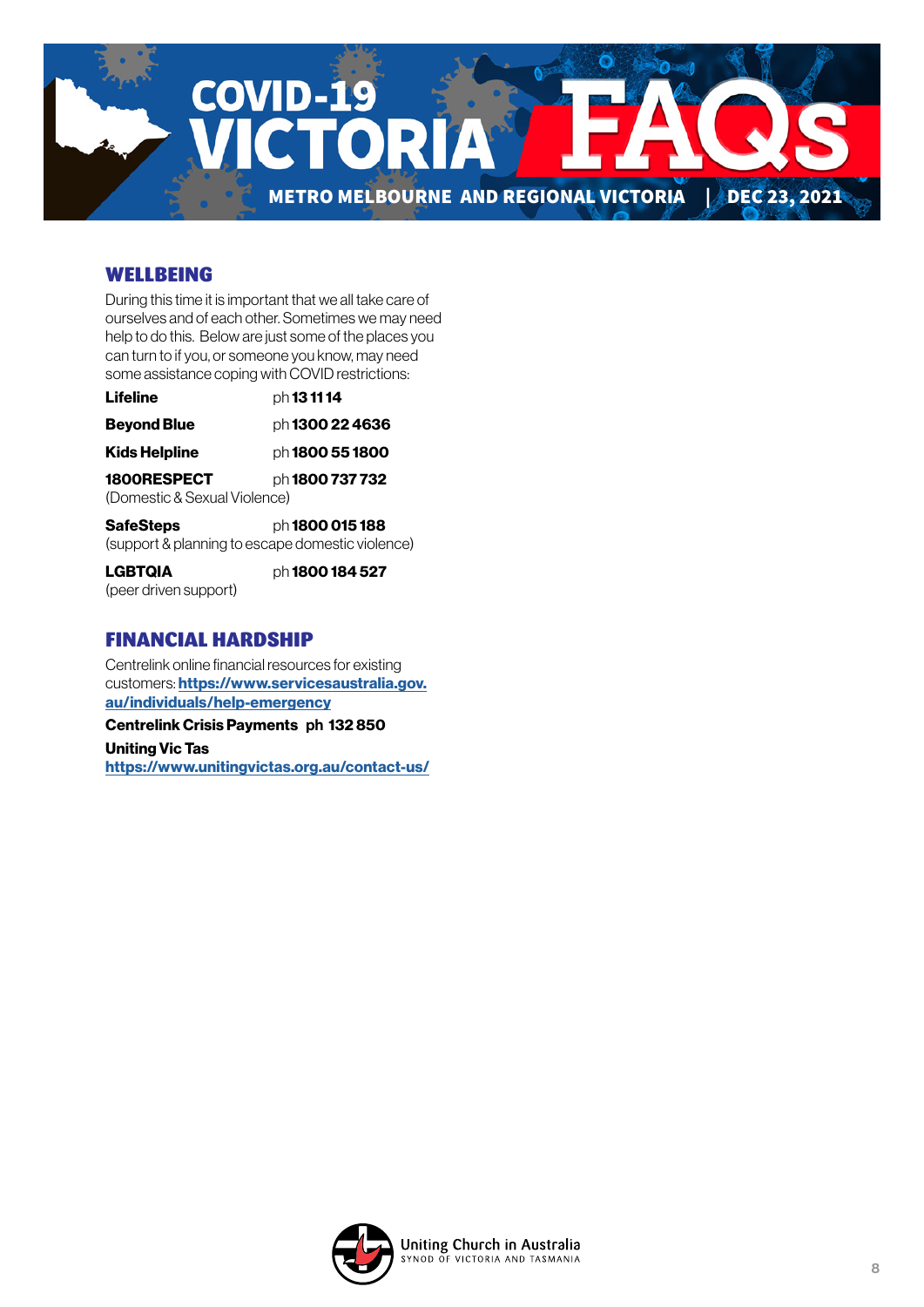# COVID-19 VICTORIA FAQs

METRO MELBOURNE AND REGIONAL VICTORIA | DEC 23, 2021

## WELLBEING

During this time it is important that we all take care of ourselves and of each other. Sometimes we may need help to do this. Below are just some of the places you can turn to if you, or someone you know, may need some assistance coping with COVID restrictions:

**Lifeline** ph **13 11 14**

**Beyond Blue** ph **1300 22 4636**

**Kids Helpline** ph **1800 55 1800**

**1800RESPECT** ph **1800 737 732**
(Domestic & Sexual Violence)

**SafeSteps** ph **1800 015 188**
(support & planning to escape domestic violence)

**LGBTQIA** ph **1800 184 527**
(peer driven support)

## FINANCIAL HARDSHIP

Centrelink online financial resources for existing customers: **https://www.servicesaustralia.gov.au/individuals/help-emergency**

**Centrelink Crisis Payments ph 132 850**

**Uniting Vic Tas**
**https://www.unitingvictas.org.au/contact-us/**

Uniting Church in Australia
SYNOD OF VICTORIA AND TASMANIA